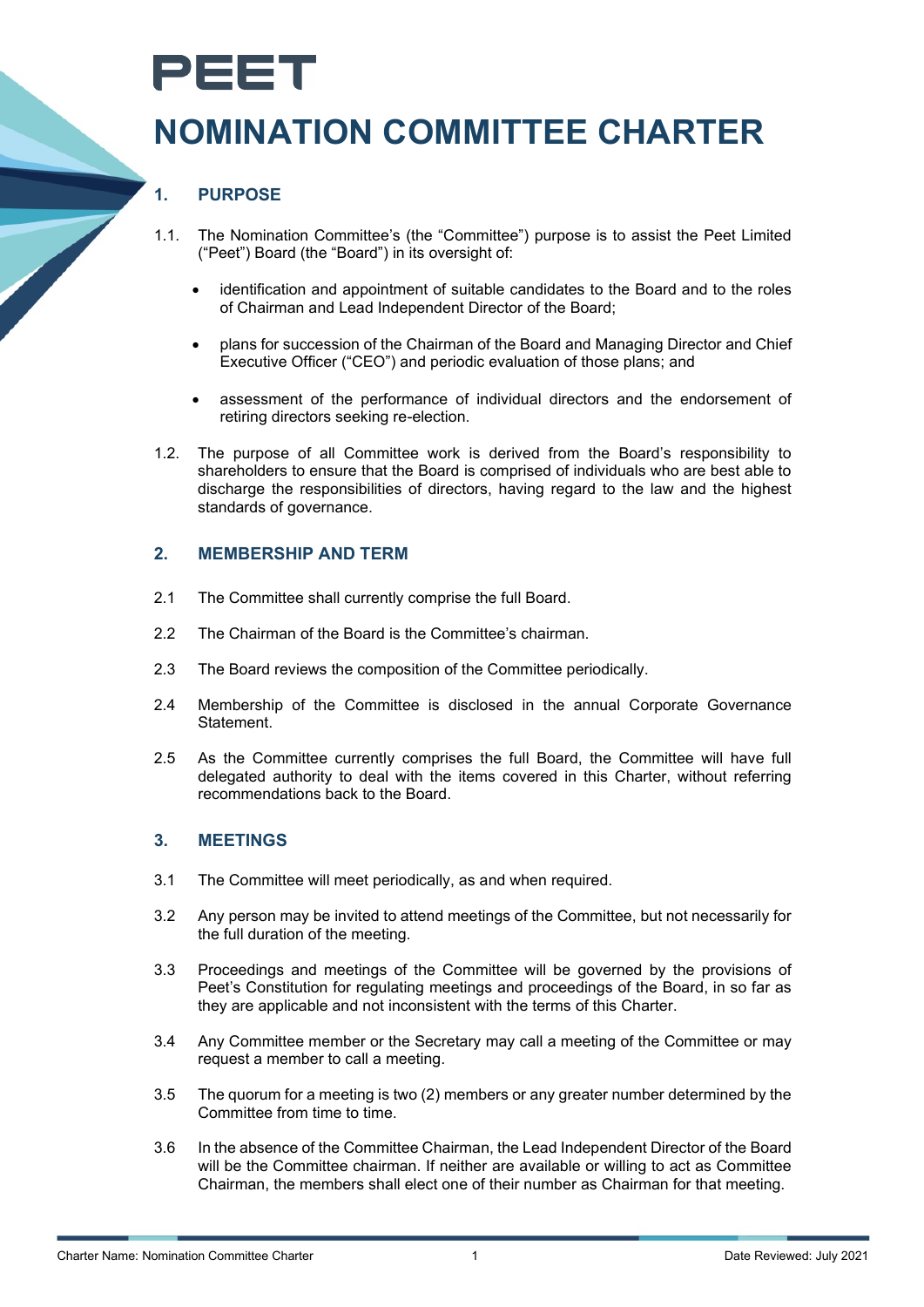PEET

# NOMINATION COMMITTEE CHARTER

## 1. PURPOSE

1.1. The Nomination Committee's (the "Committee") purpose is to assist the Peet Limited ("Peet") Board (the "Board") in its oversight of:

- identification and appointment of suitable candidates to the Board and to the roles of Chairman and Lead Independent Director of the Board;
- plans for succession of the Chairman of the Board and Managing Director and Chief Executive Officer ("CEO") and periodic evaluation of those plans; and
- assessment of the performance of individual directors and the endorsement of retiring directors seeking re-election.

1.2. The purpose of all Committee work is derived from the Board's responsibility to shareholders to ensure that the Board is comprised of individuals who are best able to discharge the responsibilities of directors, having regard to the law and the highest standards of governance.

## 2. MEMBERSHIP AND TERM

2.1 The Committee shall currently comprise the full Board.

2.2 The Chairman of the Board is the Committee's chairman.

2.3 The Board reviews the composition of the Committee periodically.

2.4 Membership of the Committee is disclosed in the annual Corporate Governance Statement.

2.5 As the Committee currently comprises the full Board, the Committee will have full delegated authority to deal with the items covered in this Charter, without referring recommendations back to the Board.

## 3. MEETINGS

3.1 The Committee will meet periodically, as and when required.

3.2 Any person may be invited to attend meetings of the Committee, but not necessarily for the full duration of the meeting.

3.3 Proceedings and meetings of the Committee will be governed by the provisions of Peet's Constitution for regulating meetings and proceedings of the Board, in so far as they are applicable and not inconsistent with the terms of this Charter.

3.4 Any Committee member or the Secretary may call a meeting of the Committee or may request a member to call a meeting.

3.5 The quorum for a meeting is two (2) members or any greater number determined by the Committee from time to time.

3.6 In the absence of the Committee Chairman, the Lead Independent Director of the Board will be the Committee chairman. If neither are available or willing to act as Committee Chairman, the members shall elect one of their number as Chairman for that meeting.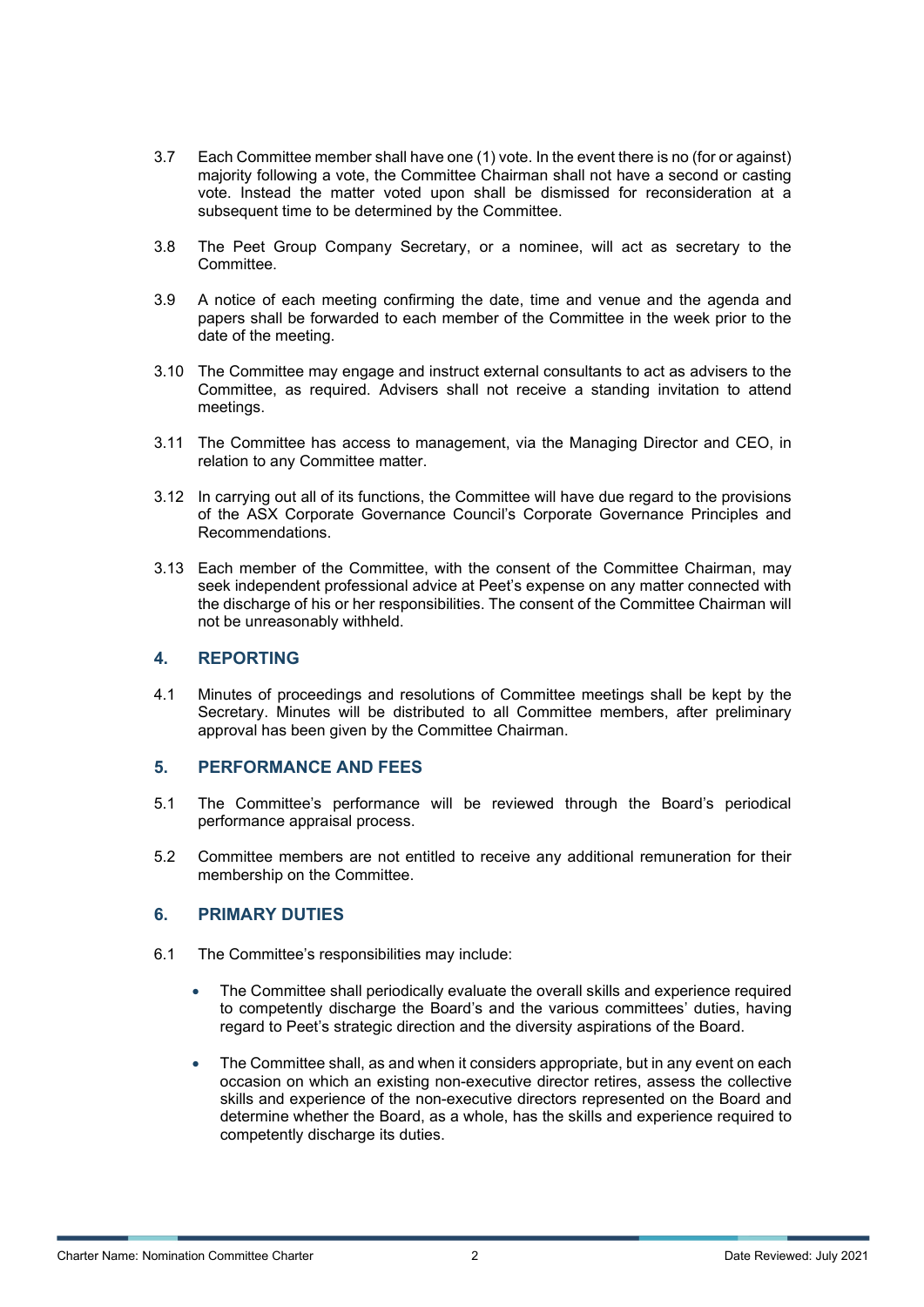3.7 Each Committee member shall have one (1) vote. In the event there is no (for or against) majority following a vote, the Committee Chairman shall not have a second or casting vote. Instead the matter voted upon shall be dismissed for reconsideration at a subsequent time to be determined by the Committee.

3.8 The Peet Group Company Secretary, or a nominee, will act as secretary to the Committee.

3.9 A notice of each meeting confirming the date, time and venue and the agenda and papers shall be forwarded to each member of the Committee in the week prior to the date of the meeting.

3.10 The Committee may engage and instruct external consultants to act as advisers to the Committee, as required. Advisers shall not receive a standing invitation to attend meetings.

3.11 The Committee has access to management, via the Managing Director and CEO, in relation to any Committee matter.

3.12 In carrying out all of its functions, the Committee will have due regard to the provisions of the ASX Corporate Governance Council's Corporate Governance Principles and Recommendations.

3.13 Each member of the Committee, with the consent of the Committee Chairman, may seek independent professional advice at Peet's expense on any matter connected with the discharge of his or her responsibilities. The consent of the Committee Chairman will not be unreasonably withheld.

## 4. REPORTING

4.1 Minutes of proceedings and resolutions of Committee meetings shall be kept by the Secretary. Minutes will be distributed to all Committee members, after preliminary approval has been given by the Committee Chairman.

## 5. PERFORMANCE AND FEES

5.1 The Committee's performance will be reviewed through the Board's periodical performance appraisal process.

5.2 Committee members are not entitled to receive any additional remuneration for their membership on the Committee.

## 6. PRIMARY DUTIES

6.1 The Committee's responsibilities may include:

- The Committee shall periodically evaluate the overall skills and experience required to competently discharge the Board's and the various committees' duties, having regard to Peet's strategic direction and the diversity aspirations of the Board.

- The Committee shall, as and when it considers appropriate, but in any event on each occasion on which an existing non-executive director retires, assess the collective skills and experience of the non-executive directors represented on the Board and determine whether the Board, as a whole, has the skills and experience required to competently discharge its duties.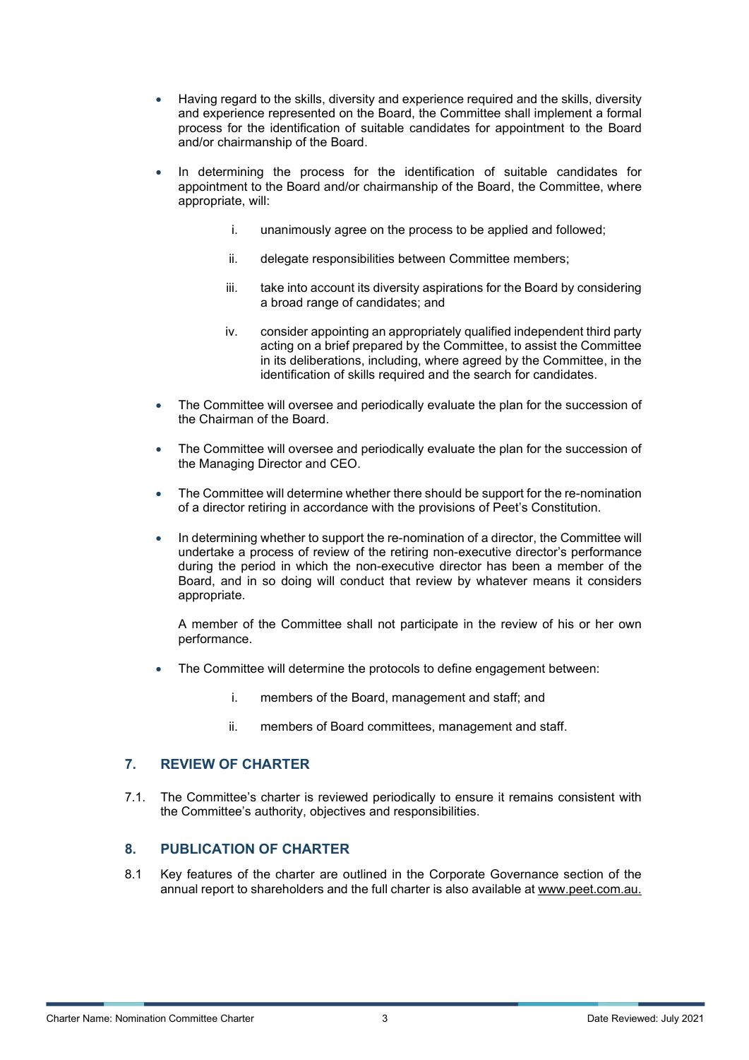- Having regard to the skills, diversity and experience required and the skills, diversity and experience represented on the Board, the Committee shall implement a formal process for the identification of suitable candidates for appointment to the Board and/or chairmanship of the Board.

- In determining the process for the identification of suitable candidates for appointment to the Board and/or chairmanship of the Board, the Committee, where appropriate, will:

    i. unanimously agree on the process to be applied and followed;

    ii. delegate responsibilities between Committee members;

    iii. take into account its diversity aspirations for the Board by considering a broad range of candidates; and

    iv. consider appointing an appropriately qualified independent third party acting on a brief prepared by the Committee, to assist the Committee in its deliberations, including, where agreed by the Committee, in the identification of skills required and the search for candidates.

- The Committee will oversee and periodically evaluate the plan for the succession of the Chairman of the Board.

- The Committee will oversee and periodically evaluate the plan for the succession of the Managing Director and CEO.

- The Committee will determine whether there should be support for the re-nomination of a director retiring in accordance with the provisions of Peet's Constitution.

- In determining whether to support the re-nomination of a director, the Committee will undertake a process of review of the retiring non-executive director's performance during the period in which the non-executive director has been a member of the Board, and in so doing will conduct that review by whatever means it considers appropriate.

  A member of the Committee shall not participate in the review of his or her own performance.

- The Committee will determine the protocols to define engagement between:

    i. members of the Board, management and staff; and

    ii. members of Board committees, management and staff.

## 7. REVIEW OF CHARTER

7.1. The Committee's charter is reviewed periodically to ensure it remains consistent with the Committee's authority, objectives and responsibilities.

## 8. PUBLICATION OF CHARTER

8.1 Key features of the charter are outlined in the Corporate Governance section of the annual report to shareholders and the full charter is also available at www.peet.com.au.